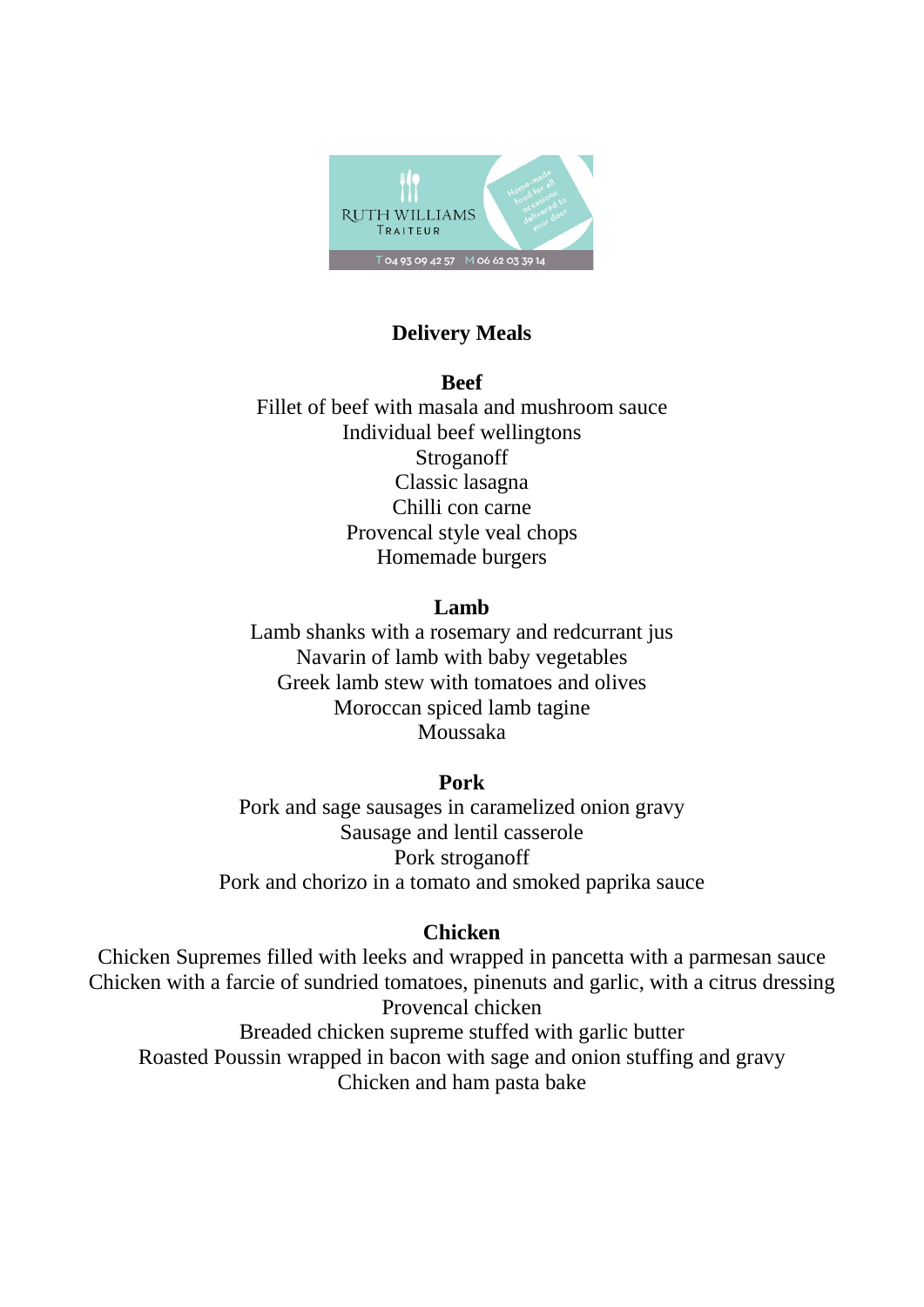RUTH WILLIAMS
TRAITEUR

Home-made food for all occasions delivered to your door

T 04 93 09 42 57 M 06 62 03 39 14

# Delivery Meals

## Beef

Fillet of beef with masala and mushroom sauce
Individual beef wellingtons
Stroganoff
Classic lasagna
Chilli con carne
Provencal style veal chops
Homemade burgers

## Lamb

Lamb shanks with a rosemary and redcurrant jus
Navarin of lamb with baby vegetables
Greek lamb stew with tomatoes and olives
Moroccan spiced lamb tagine
Moussaka

## Pork

Pork and sage sausages in caramelized onion gravy
Sausage and lentil casserole
Pork stroganoff
Pork and chorizo in a tomato and smoked paprika sauce

## Chicken

Chicken Supremes filled with leeks and wrapped in pancetta with a parmesan sauce
Chicken with a farcie of sundried tomatoes, pinenuts and garlic, with a citrus dressing
Provencal chicken
Breaded chicken supreme stuffed with garlic butter
Roasted Poussin wrapped in bacon with sage and onion stuffing and gravy
Chicken and ham pasta bake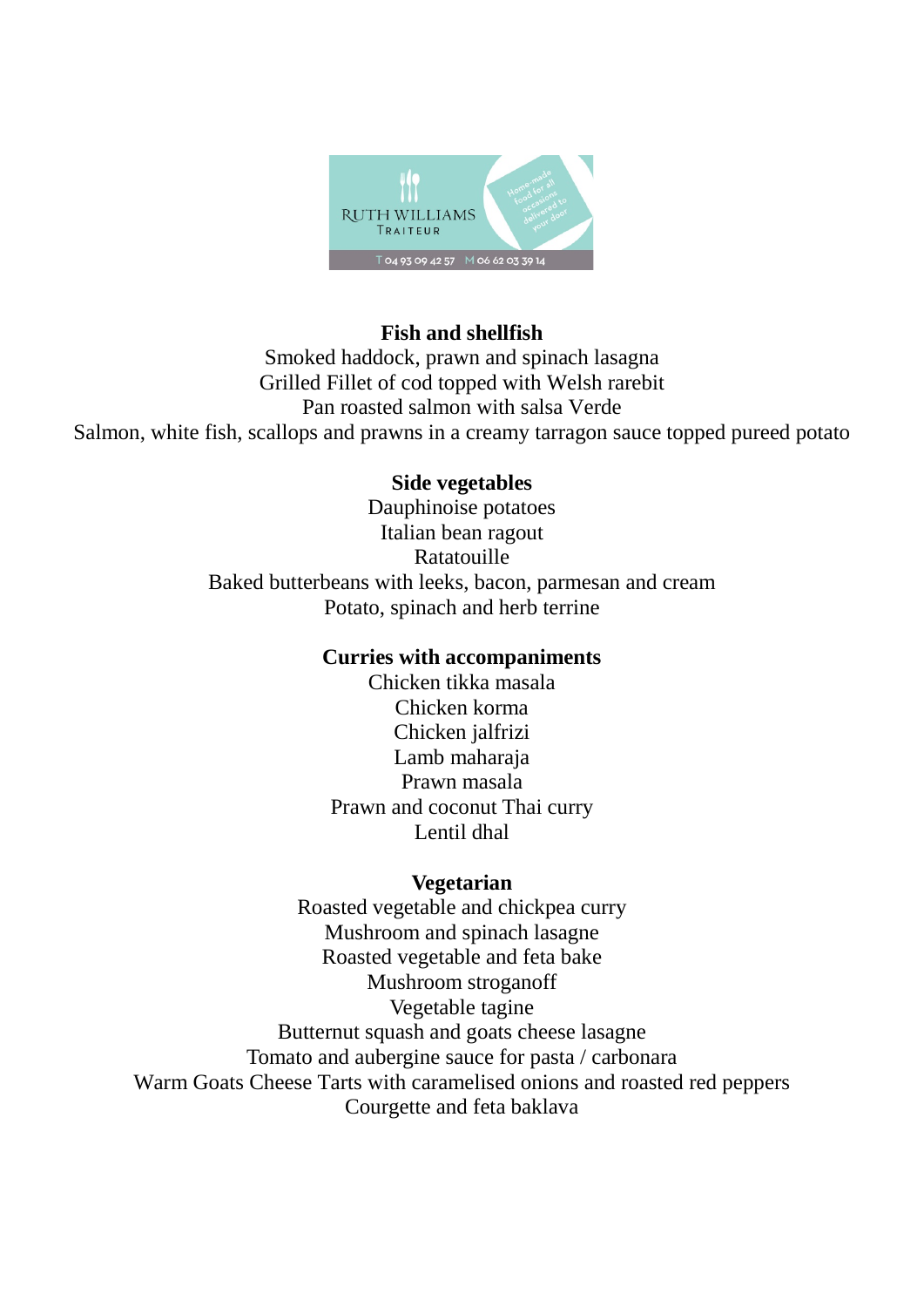RUTH WILLIAMS
TRAITEUR

Home-made food for all occasions delivered to your door

T 04 93 09 42 57 M 06 62 03 39 14

**Fish and shellfish**

Smoked haddock, prawn and spinach lasagna
Grilled Fillet of cod topped with Welsh rarebit
Pan roasted salmon with salsa Verde
Salmon, white fish, scallops and prawns in a creamy tarragon sauce topped pureed potato

**Side vegetables**

Dauphinoise potatoes
Italian bean ragout
Ratatouille
Baked butterbeans with leeks, bacon, parmesan and cream
Potato, spinach and herb terrine

**Curries with accompaniments**

Chicken tikka masala
Chicken korma
Chicken jalfrizi
Lamb maharaja
Prawn masala
Prawn and coconut Thai curry
Lentil dhal

**Vegetarian**

Roasted vegetable and chickpea curry
Mushroom and spinach lasagne
Roasted vegetable and feta bake
Mushroom stroganoff
Vegetable tagine
Butternut squash and goats cheese lasagne
Tomato and aubergine sauce for pasta / carbonara
Warm Goats Cheese Tarts with caramelised onions and roasted red peppers
Courgette and feta baklava